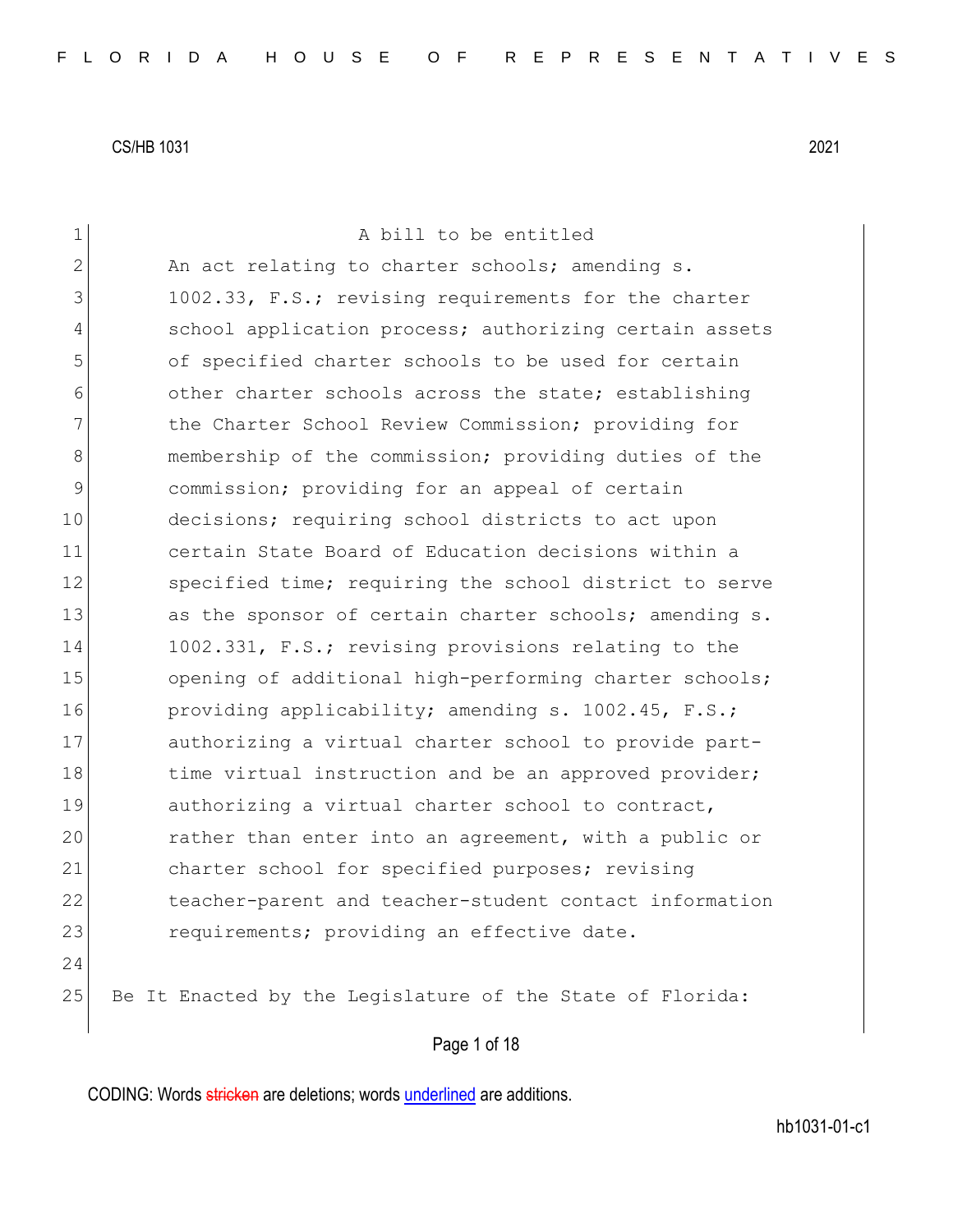CS/HB 1031 2021

A bill to be entitled

An act relating to charter schools; amending s. 1002.33, F.S.; revising requirements for the charter school application process; authorizing certain assets of specified charter schools to be used for certain other charter schools across the state; establishing the Charter School Review Commission; providing for membership of the commission; providing duties of the commission; providing for an appeal of certain decisions; requiring school districts to act upon certain State Board of Education decisions within a specified time; requiring the school district to serve as the sponsor of certain charter schools; amending s. 1002.331, F.S.; revising provisions relating to the opening of additional high-performing charter schools; providing applicability; amending s. 1002.45, F.S.; authorizing a virtual charter school to provide part-time virtual instruction and be an approved provider; authorizing a virtual charter school to contract, rather than enter into an agreement, with a public or charter school for specified purposes; revising teacher-parent and teacher-student contact information requirements; providing an effective date.

Be It Enacted by the Legislature of the State of Florida:

CODING: Words stricken are deletions; words underlined are additions.

hb1031-01-c1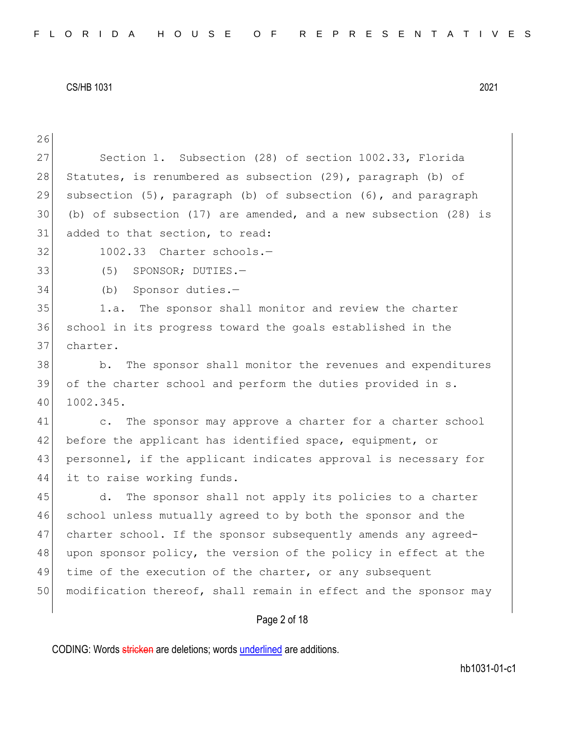Section 1. Subsection (28) of section 1002.33, Florida Statutes, is renumbered as subsection (29), paragraph (b) of subsection (5), paragraph (b) of subsection (6), and paragraph (b) of subsection (17) are amended, and a new subsection (28) is added to that section, to read:

1002.33 Charter schools.—

(5) SPONSOR; DUTIES.—

(b) Sponsor duties.—

1.a. The sponsor shall monitor and review the charter school in its progress toward the goals established in the charter.

b. The sponsor shall monitor the revenues and expenditures of the charter school and perform the duties provided in s. 1002.345.

c. The sponsor may approve a charter for a charter school before the applicant has identified space, equipment, or personnel, if the applicant indicates approval is necessary for it to raise working funds.

d. The sponsor shall not apply its policies to a charter school unless mutually agreed to by both the sponsor and the charter school. If the sponsor subsequently amends any agreed-upon sponsor policy, the version of the policy in effect at the time of the execution of the charter, or any subsequent modification thereof, shall remain in effect and the sponsor may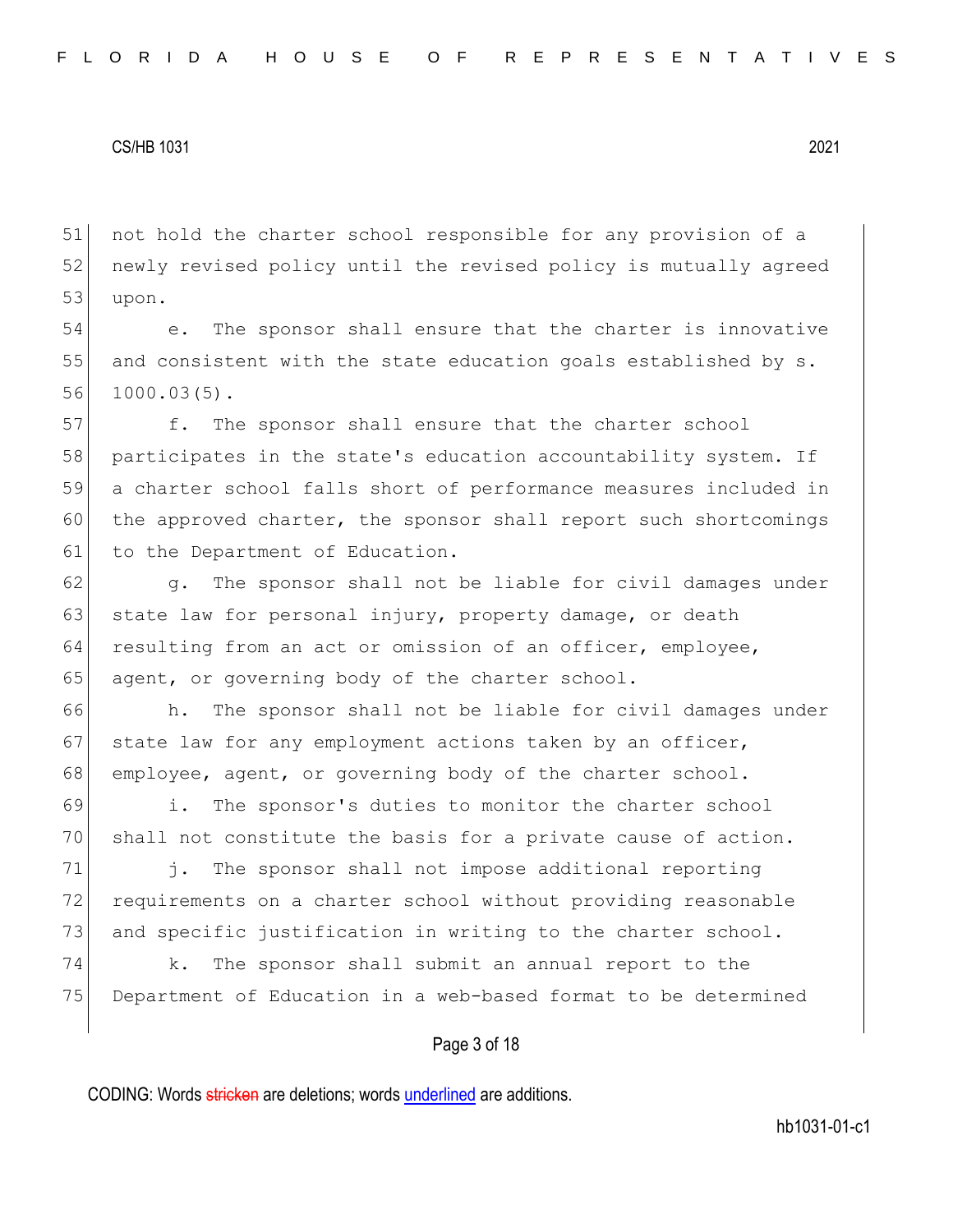not hold the charter school responsible for any provision of a newly revised policy until the revised policy is mutually agreed upon.

e. The sponsor shall ensure that the charter is innovative and consistent with the state education goals established by s. 1000.03(5).

f. The sponsor shall ensure that the charter school participates in the state's education accountability system. If a charter school falls short of performance measures included in the approved charter, the sponsor shall report such shortcomings to the Department of Education.

g. The sponsor shall not be liable for civil damages under state law for personal injury, property damage, or death resulting from an act or omission of an officer, employee, agent, or governing body of the charter school.

h. The sponsor shall not be liable for civil damages under state law for any employment actions taken by an officer, employee, agent, or governing body of the charter school.

i. The sponsor's duties to monitor the charter school shall not constitute the basis for a private cause of action.

j. The sponsor shall not impose additional reporting requirements on a charter school without providing reasonable and specific justification in writing to the charter school.

k. The sponsor shall submit an annual report to the Department of Education in a web-based format to be determined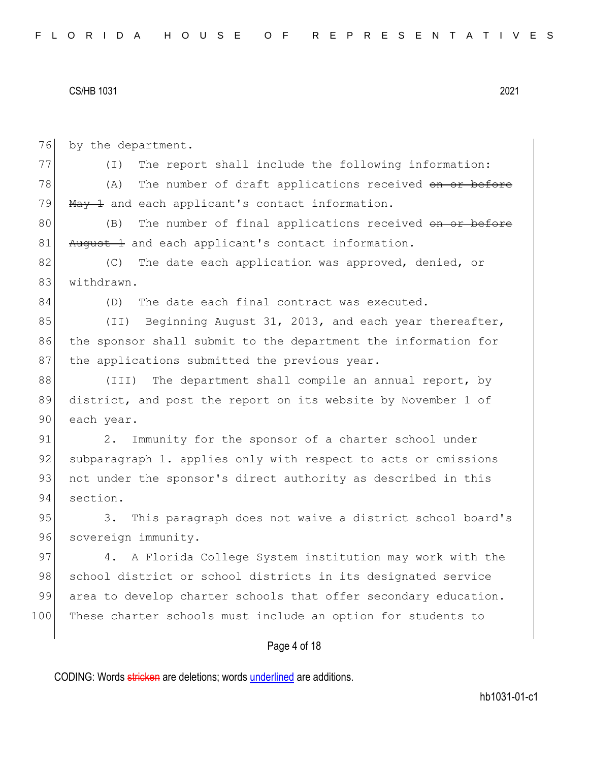by the department.

(I) The report shall include the following information:

(A) The number of draft applications received ~~on or before May 1~~ and each applicant's contact information.

(B) The number of final applications received ~~on or before August 1~~ and each applicant's contact information.

(C) The date each application was approved, denied, or withdrawn.

(D) The date each final contract was executed.

(II) Beginning August 31, 2013, and each year thereafter, the sponsor shall submit to the department the information for the applications submitted the previous year.

(III) The department shall compile an annual report, by district, and post the report on its website by November 1 of each year.

2. Immunity for the sponsor of a charter school under subparagraph 1. applies only with respect to acts or omissions not under the sponsor's direct authority as described in this section.

3. This paragraph does not waive a district school board's sovereign immunity.

4. A Florida College System institution may work with the school district or school districts in its designated service area to develop charter schools that offer secondary education. These charter schools must include an option for students to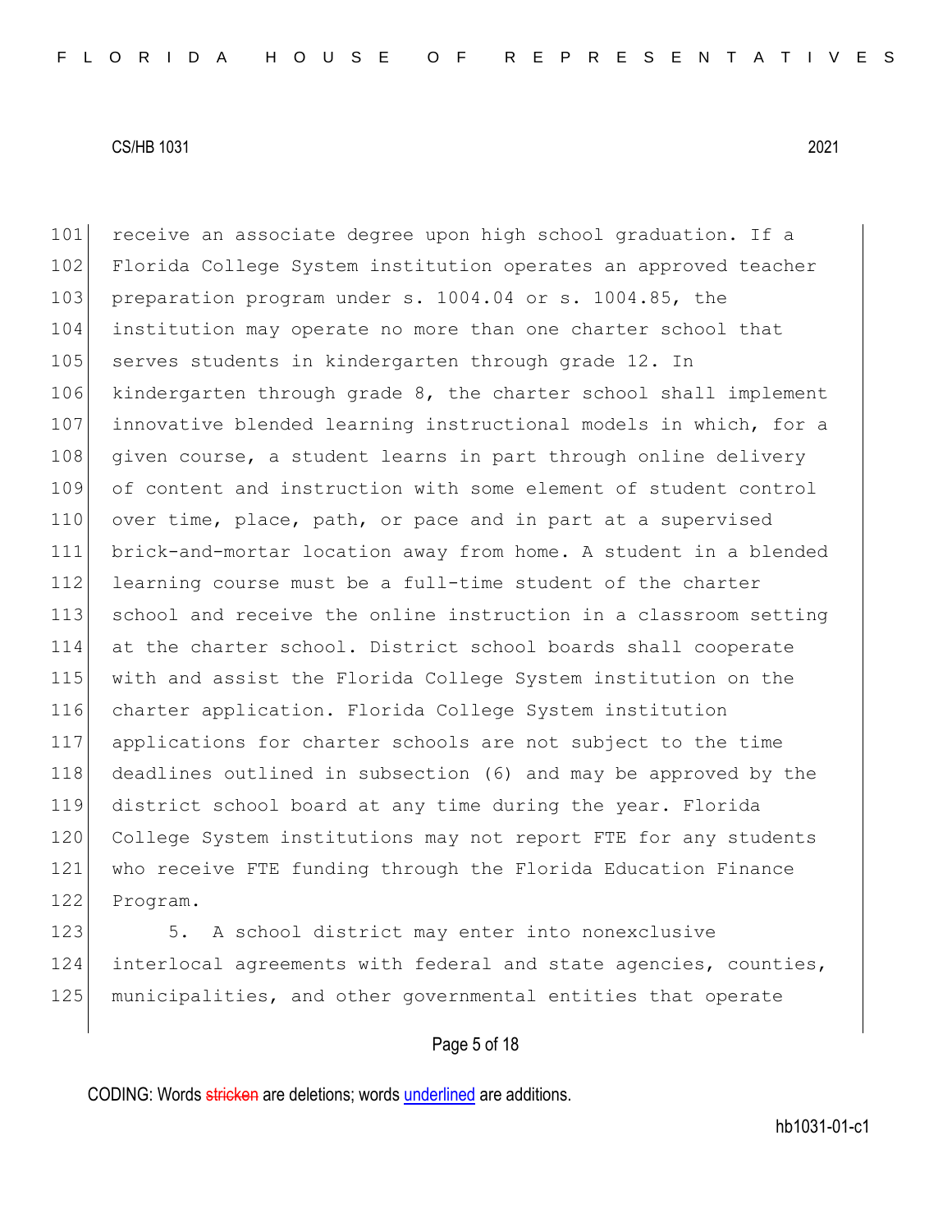receive an associate degree upon high school graduation. If a Florida College System institution operates an approved teacher preparation program under s. 1004.04 or s. 1004.85, the institution may operate no more than one charter school that serves students in kindergarten through grade 12. In kindergarten through grade 8, the charter school shall implement innovative blended learning instructional models in which, for a given course, a student learns in part through online delivery of content and instruction with some element of student control over time, place, path, or pace and in part at a supervised brick-and-mortar location away from home. A student in a blended learning course must be a full-time student of the charter school and receive the online instruction in a classroom setting at the charter school. District school boards shall cooperate with and assist the Florida College System institution on the charter application. Florida College System institution applications for charter schools are not subject to the time deadlines outlined in subsection (6) and may be approved by the district school board at any time during the year. Florida College System institutions may not report FTE for any students who receive FTE funding through the Florida Education Finance Program.

5. A school district may enter into nonexclusive interlocal agreements with federal and state agencies, counties, municipalities, and other governmental entities that operate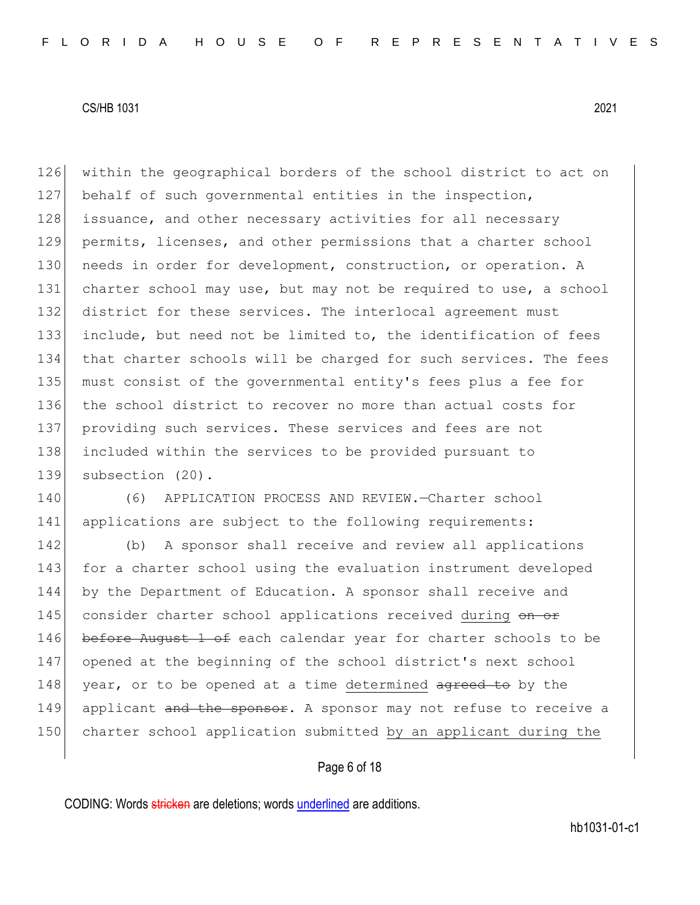within the geographical borders of the school district to act on behalf of such governmental entities in the inspection, issuance, and other necessary activities for all necessary permits, licenses, and other permissions that a charter school needs in order for development, construction, or operation. A charter school may use, but may not be required to use, a school district for these services. The interlocal agreement must include, but need not be limited to, the identification of fees that charter schools will be charged for such services. The fees must consist of the governmental entity's fees plus a fee for the school district to recover no more than actual costs for providing such services. These services and fees are not included within the services to be provided pursuant to subsection (20).

(6) APPLICATION PROCESS AND REVIEW.—Charter school applications are subject to the following requirements:

(b) A sponsor shall receive and review all applications for a charter school using the evaluation instrument developed by the Department of Education. A sponsor shall receive and consider charter school applications received <u>during</u> ~~on or before August 1 of~~ each calendar year for charter schools to be opened at the beginning of the school district's next school year, or to be opened at a time <u>determined</u> ~~agreed to~~ by the applicant ~~and the sponsor~~. A sponsor may not refuse to receive a charter school application submitted <u>by an applicant during the</u>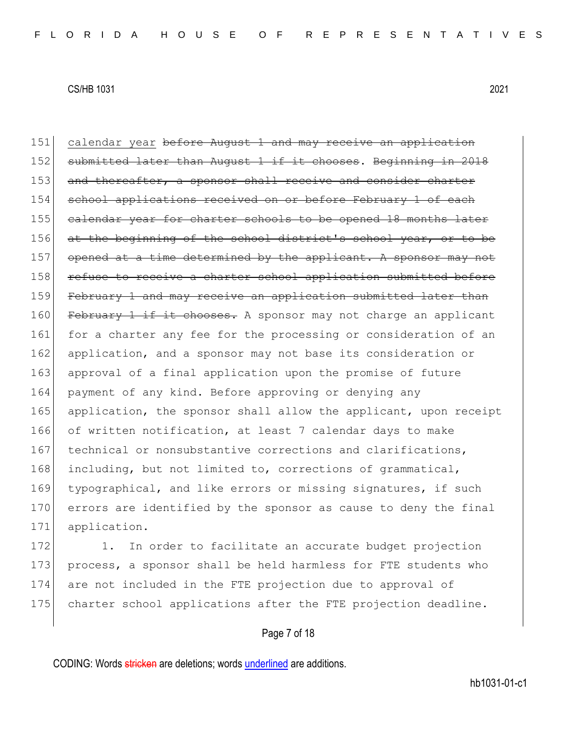calendar year ~~before August 1 and may receive an application submitted later than August 1 if it chooses~~. ~~Beginning in 2018 and thereafter, a sponsor shall receive and consider charter school applications received on or before February 1 of each calendar year for charter schools to be opened 18 months later at the beginning of the school district's school year, or to be opened at a time determined by the applicant. A sponsor may not refuse to receive a charter school application submitted before February 1 and may receive an application submitted later than February 1 if it chooses.~~ A sponsor may not charge an applicant for a charter any fee for the processing or consideration of an application, and a sponsor may not base its consideration or approval of a final application upon the promise of future payment of any kind. Before approving or denying any application, the sponsor shall allow the applicant, upon receipt of written notification, at least 7 calendar days to make technical or nonsubstantive corrections and clarifications, including, but not limited to, corrections of grammatical, typographical, and like errors or missing signatures, if such errors are identified by the sponsor as cause to deny the final application.

1. In order to facilitate an accurate budget projection process, a sponsor shall be held harmless for FTE students who are not included in the FTE projection due to approval of charter school applications after the FTE projection deadline.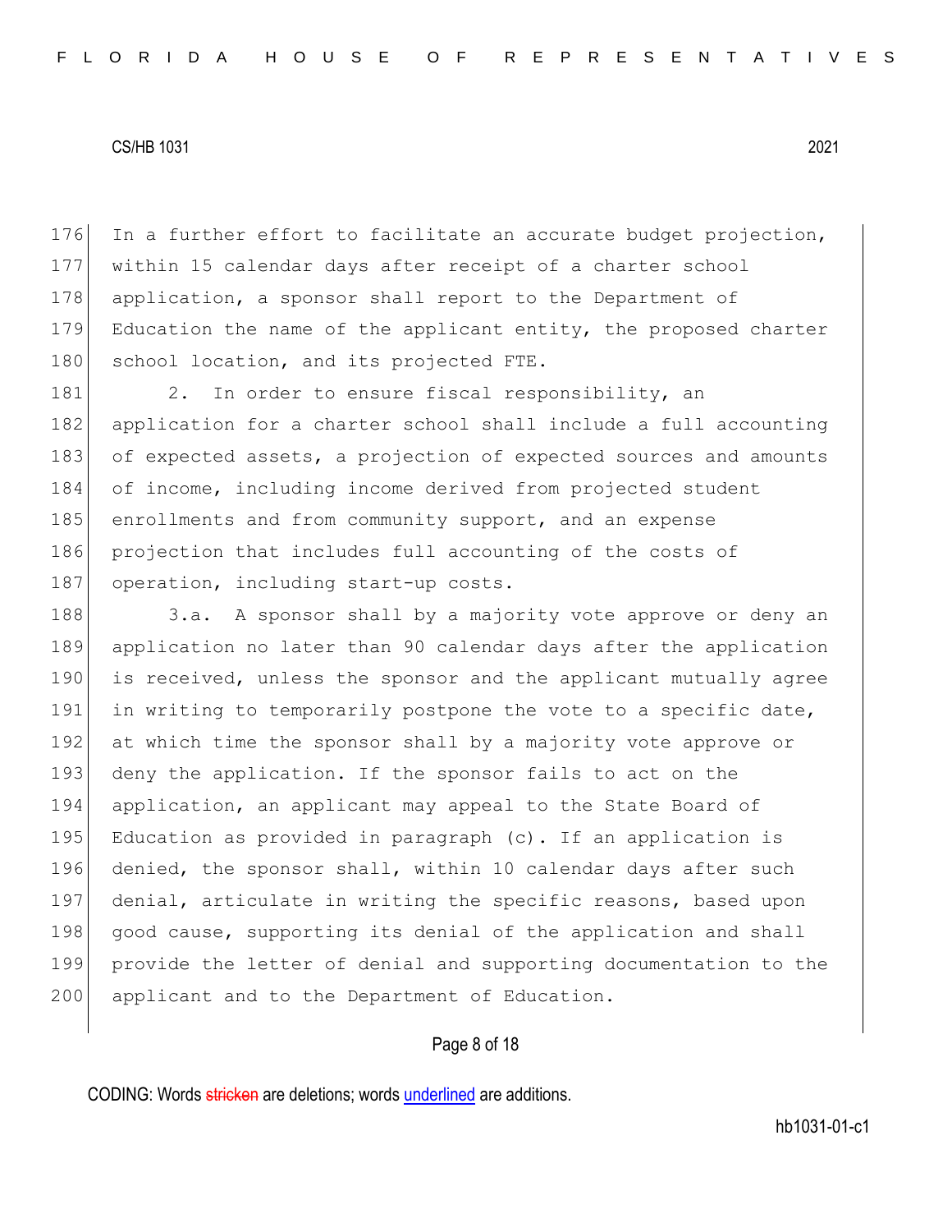In a further effort to facilitate an accurate budget projection, within 15 calendar days after receipt of a charter school application, a sponsor shall report to the Department of Education the name of the applicant entity, the proposed charter school location, and its projected FTE.

2. In order to ensure fiscal responsibility, an application for a charter school shall include a full accounting of expected assets, a projection of expected sources and amounts of income, including income derived from projected student enrollments and from community support, and an expense projection that includes full accounting of the costs of operation, including start-up costs.

3.a. A sponsor shall by a majority vote approve or deny an application no later than 90 calendar days after the application is received, unless the sponsor and the applicant mutually agree in writing to temporarily postpone the vote to a specific date, at which time the sponsor shall by a majority vote approve or deny the application. If the sponsor fails to act on the application, an applicant may appeal to the State Board of Education as provided in paragraph (c). If an application is denied, the sponsor shall, within 10 calendar days after such denial, articulate in writing the specific reasons, based upon good cause, supporting its denial of the application and shall provide the letter of denial and supporting documentation to the applicant and to the Department of Education.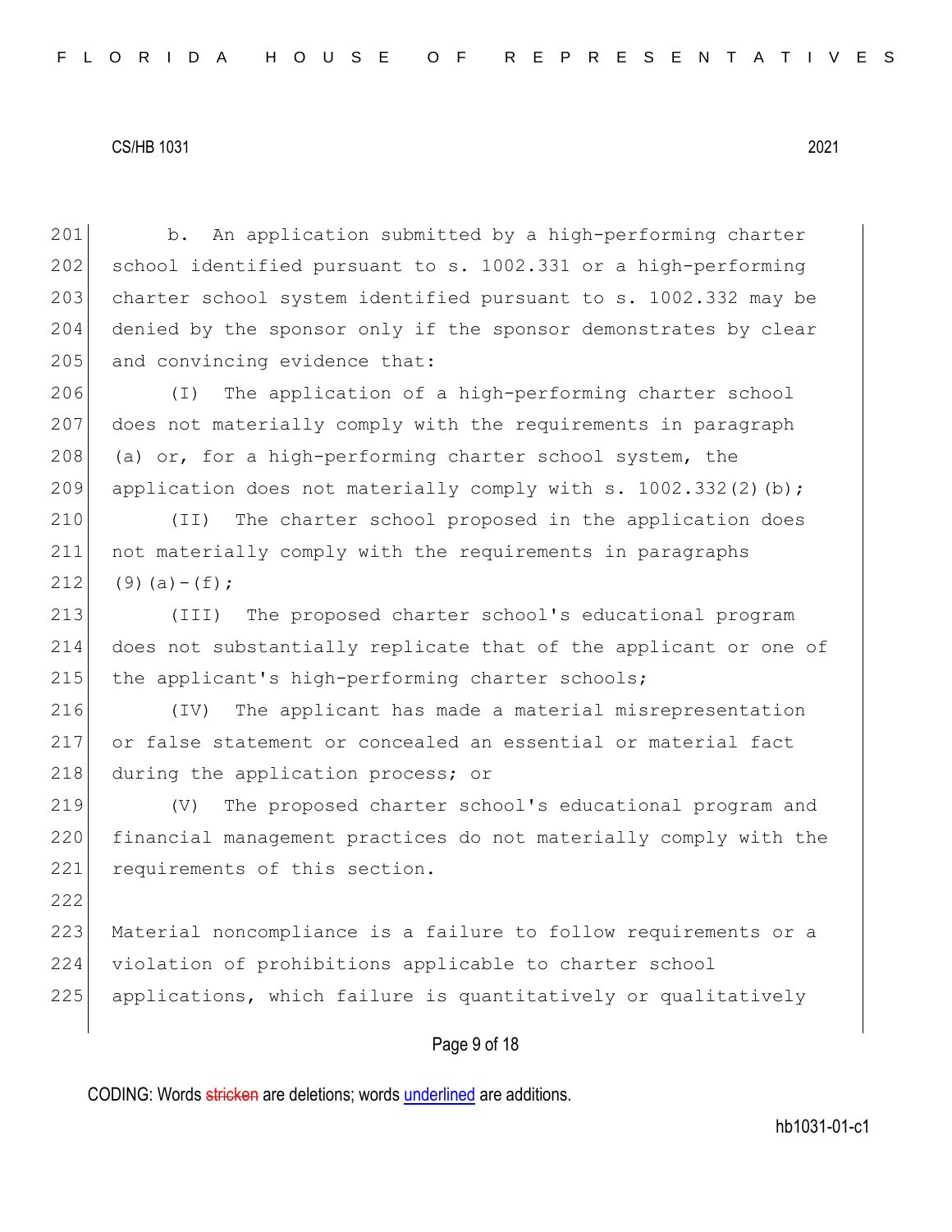b. An application submitted by a high-performing charter school identified pursuant to s. 1002.331 or a high-performing charter school system identified pursuant to s. 1002.332 may be denied by the sponsor only if the sponsor demonstrates by clear and convincing evidence that:

(I) The application of a high-performing charter school does not materially comply with the requirements in paragraph (a) or, for a high-performing charter school system, the application does not materially comply with s. 1002.332(2)(b);

(II) The charter school proposed in the application does not materially comply with the requirements in paragraphs (9)(a)-(f);

(III) The proposed charter school's educational program does not substantially replicate that of the applicant or one of the applicant's high-performing charter schools;

(IV) The applicant has made a material misrepresentation or false statement or concealed an essential or material fact during the application process; or

(V) The proposed charter school's educational program and financial management practices do not materially comply with the requirements of this section.

Material noncompliance is a failure to follow requirements or a violation of prohibitions applicable to charter school applications, which failure is quantitatively or qualitatively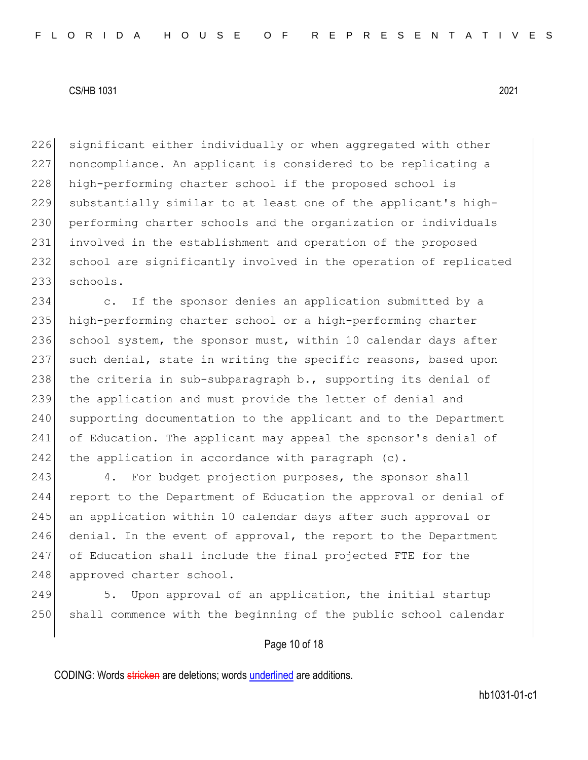significant either individually or when aggregated with other noncompliance. An applicant is considered to be replicating a high-performing charter school if the proposed school is substantially similar to at least one of the applicant's high-performing charter schools and the organization or individuals involved in the establishment and operation of the proposed school are significantly involved in the operation of replicated schools.

c. If the sponsor denies an application submitted by a high-performing charter school or a high-performing charter school system, the sponsor must, within 10 calendar days after such denial, state in writing the specific reasons, based upon the criteria in sub-subparagraph b., supporting its denial of the application and must provide the letter of denial and supporting documentation to the applicant and to the Department of Education. The applicant may appeal the sponsor's denial of the application in accordance with paragraph (c).

4. For budget projection purposes, the sponsor shall report to the Department of Education the approval or denial of an application within 10 calendar days after such approval or denial. In the event of approval, the report to the Department of Education shall include the final projected FTE for the approved charter school.

5. Upon approval of an application, the initial startup shall commence with the beginning of the public school calendar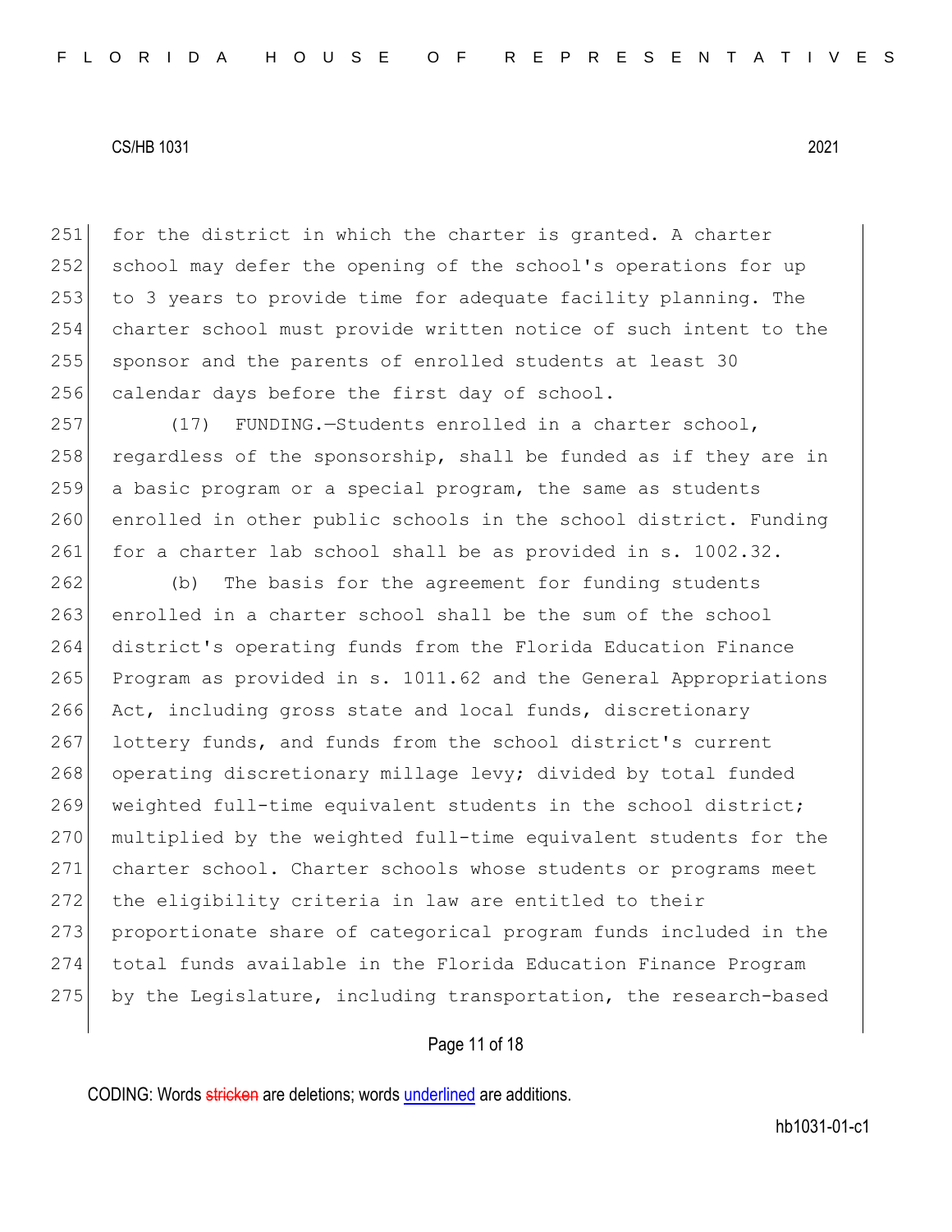for the district in which the charter is granted. A charter school may defer the opening of the school's operations for up to 3 years to provide time for adequate facility planning. The charter school must provide written notice of such intent to the sponsor and the parents of enrolled students at least 30 calendar days before the first day of school.

(17) FUNDING.—Students enrolled in a charter school, regardless of the sponsorship, shall be funded as if they are in a basic program or a special program, the same as students enrolled in other public schools in the school district. Funding for a charter lab school shall be as provided in s. 1002.32.

(b) The basis for the agreement for funding students enrolled in a charter school shall be the sum of the school district's operating funds from the Florida Education Finance Program as provided in s. 1011.62 and the General Appropriations Act, including gross state and local funds, discretionary lottery funds, and funds from the school district's current operating discretionary millage levy; divided by total funded weighted full-time equivalent students in the school district; multiplied by the weighted full-time equivalent students for the charter school. Charter schools whose students or programs meet the eligibility criteria in law are entitled to their proportionate share of categorical program funds included in the total funds available in the Florida Education Finance Program by the Legislature, including transportation, the research-based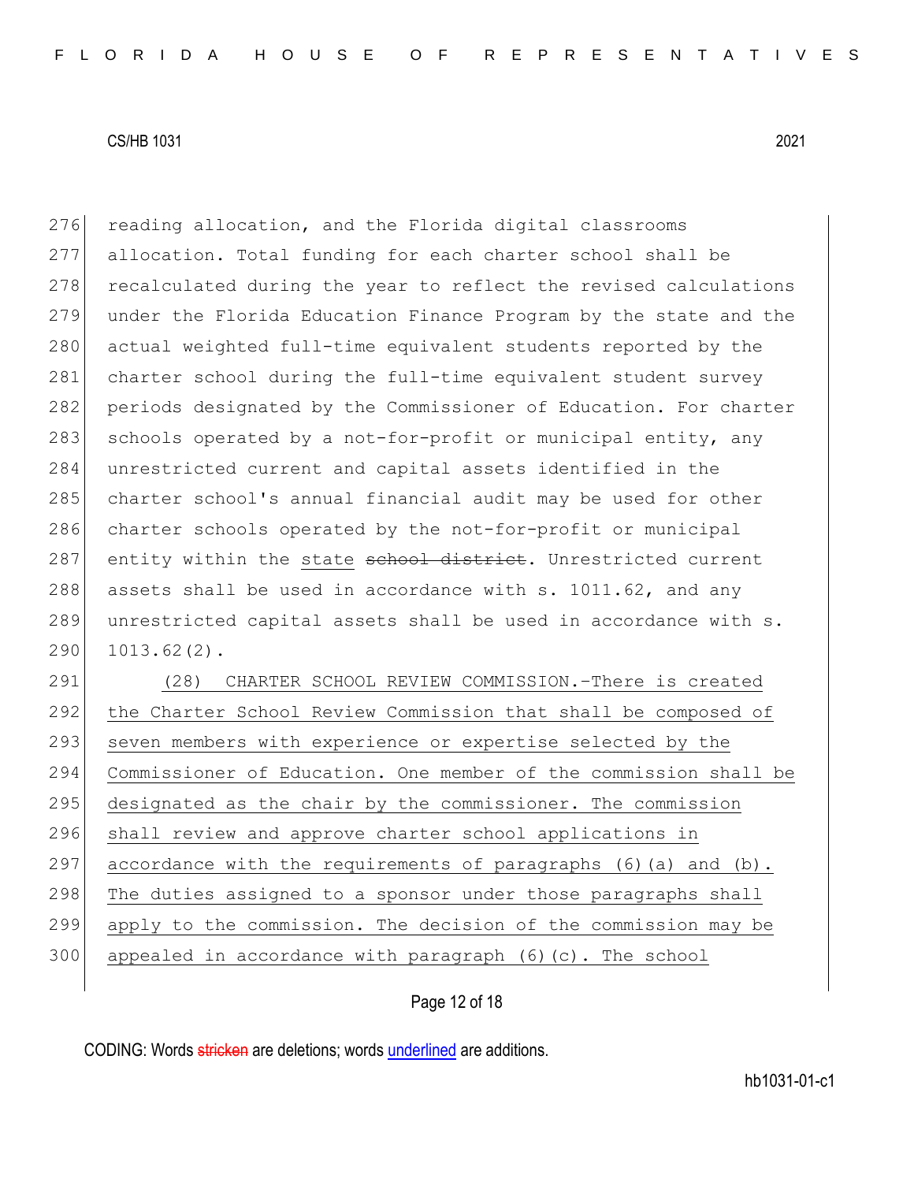reading allocation, and the Florida digital classrooms allocation. Total funding for each charter school shall be recalculated during the year to reflect the revised calculations under the Florida Education Finance Program by the state and the actual weighted full-time equivalent students reported by the charter school during the full-time equivalent student survey periods designated by the Commissioner of Education. For charter schools operated by a not-for-profit or municipal entity, any unrestricted current and capital assets identified in the charter school's annual financial audit may be used for other charter schools operated by the not-for-profit or municipal entity within the <u>state</u> ~~school district~~. Unrestricted current assets shall be used in accordance with s. 1011.62, and any unrestricted capital assets shall be used in accordance with s. 1013.62(2).

<u>(28) CHARTER SCHOOL REVIEW COMMISSION.—There is created the Charter School Review Commission that shall be composed of seven members with experience or expertise selected by the Commissioner of Education. One member of the commission shall be designated as the chair by the commissioner. The commission shall review and approve charter school applications in accordance with the requirements of paragraphs (6)(a) and (b). The duties assigned to a sponsor under those paragraphs shall apply to the commission. The decision of the commission may be appealed in accordance with paragraph (6)(c). The school</u>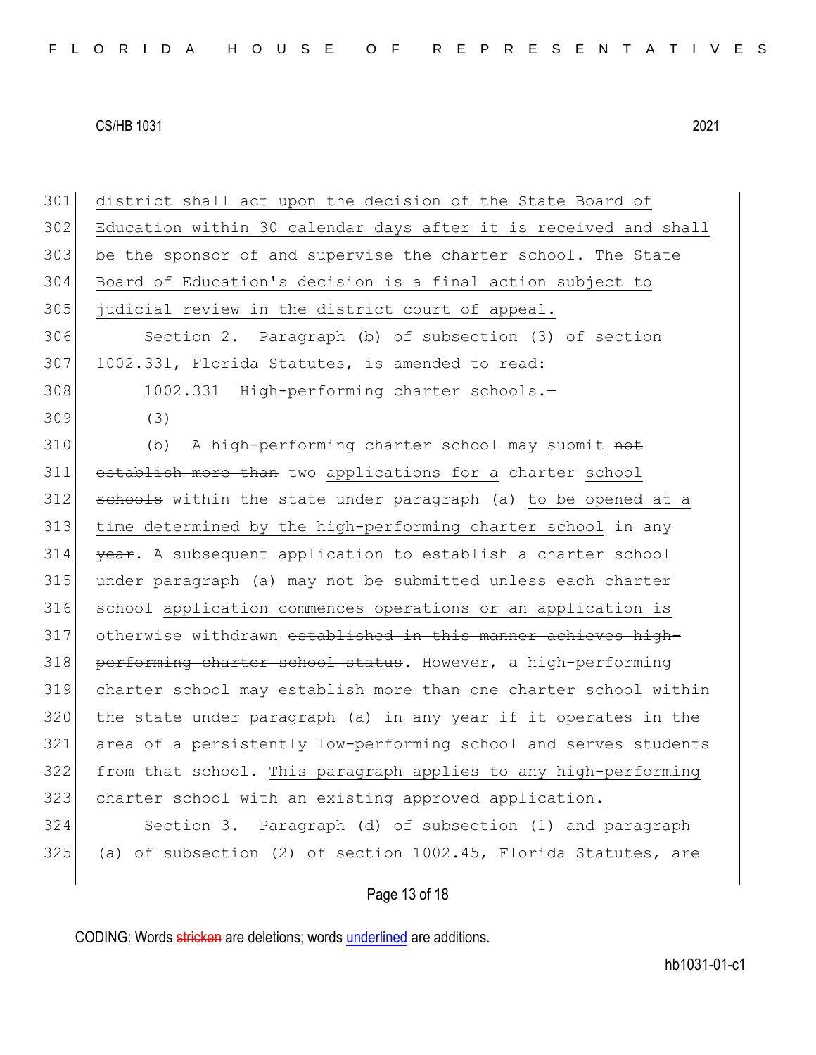301 district shall act upon the decision of the State Board of
302 Education within 30 calendar days after it is received and shall
303 be the sponsor of and supervise the charter school. The State
304 Board of Education's decision is a final action subject to
305 judicial review in the district court of appeal.

306 Section 2. Paragraph (b) of subsection (3) of section
307 1002.331, Florida Statutes, is amended to read:

308 1002.331 High-performing charter schools.—

309 (3)

310 (b) A high-performing charter school may submit ~~not~~
311 ~~establish more than~~ two applications for a charter school
312 ~~schools~~ within the state under paragraph (a) to be opened at a
313 time determined by the high-performing charter school ~~in any~~
314 ~~year~~. A subsequent application to establish a charter school
315 under paragraph (a) may not be submitted unless each charter
316 school application commences operations or an application is
317 otherwise withdrawn ~~established in this manner achieves high-~~
318 ~~performing charter school status~~. However, a high-performing
319 charter school may establish more than one charter school within
320 the state under paragraph (a) in any year if it operates in the
321 area of a persistently low-performing school and serves students
322 from that school. This paragraph applies to any high-performing
323 charter school with an existing approved application.

324 Section 3. Paragraph (d) of subsection (1) and paragraph
325 (a) of subsection (2) of section 1002.45, Florida Statutes, are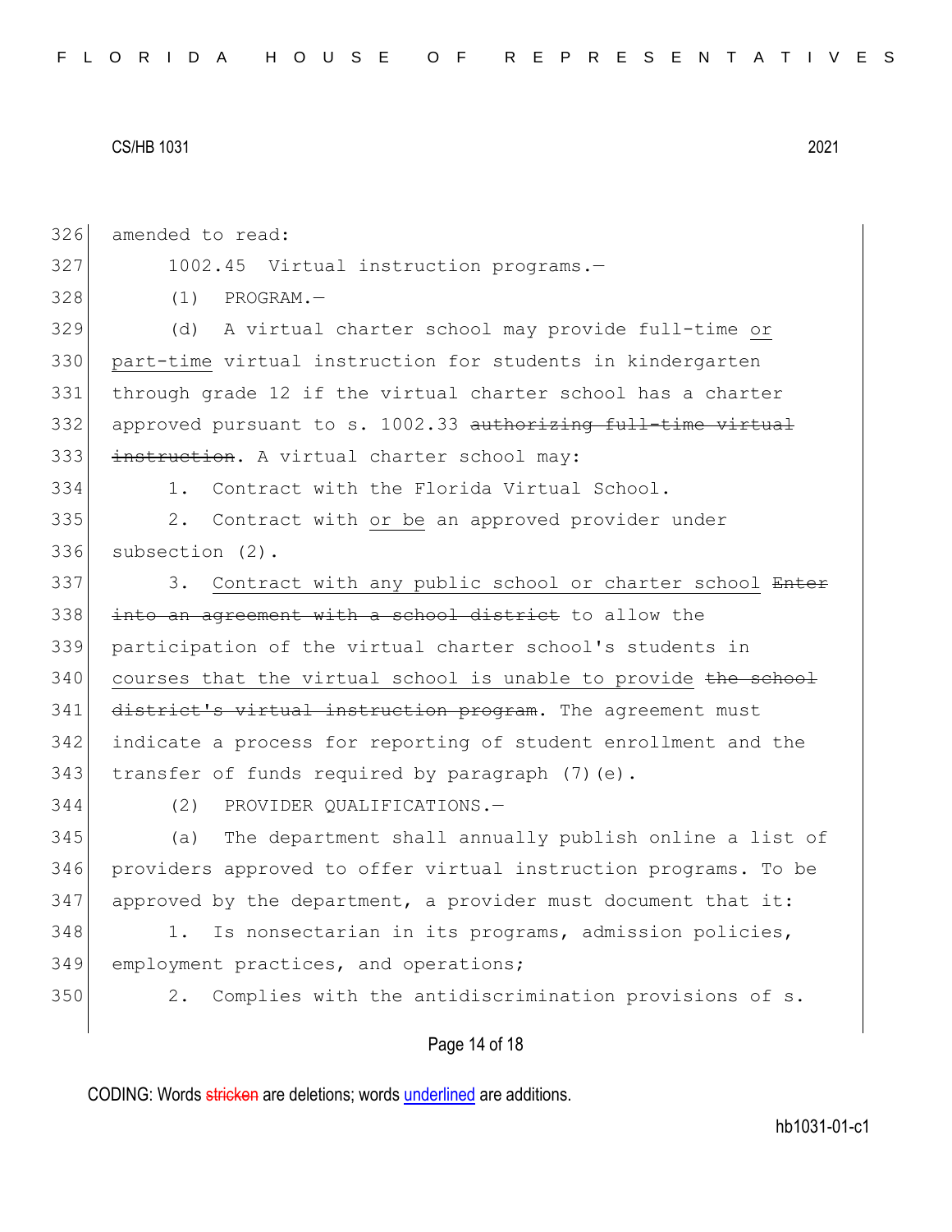amended to read:

1002.45 Virtual instruction programs.—

(1) PROGRAM.—

(d) A virtual charter school may provide full-time <u>or part-time</u> virtual instruction for students in kindergarten through grade 12 if the virtual charter school has a charter approved pursuant to s. 1002.33 ~~authorizing full-time virtual instruction~~. A virtual charter school may:

1. Contract with the Florida Virtual School.

2. Contract with <u>or be</u> an approved provider under subsection (2).

3. <u>Contract with any public school or charter school</u> ~~Enter into an agreement with a school district~~ to allow the participation of the virtual charter school's students in <u>courses that the virtual school is unable to provide</u> ~~the school district's virtual instruction program~~. The agreement must indicate a process for reporting of student enrollment and the transfer of funds required by paragraph (7)(e).

(2) PROVIDER QUALIFICATIONS.—

(a) The department shall annually publish online a list of providers approved to offer virtual instruction programs. To be approved by the department, a provider must document that it:

1. Is nonsectarian in its programs, admission policies, employment practices, and operations;

2. Complies with the antidiscrimination provisions of s.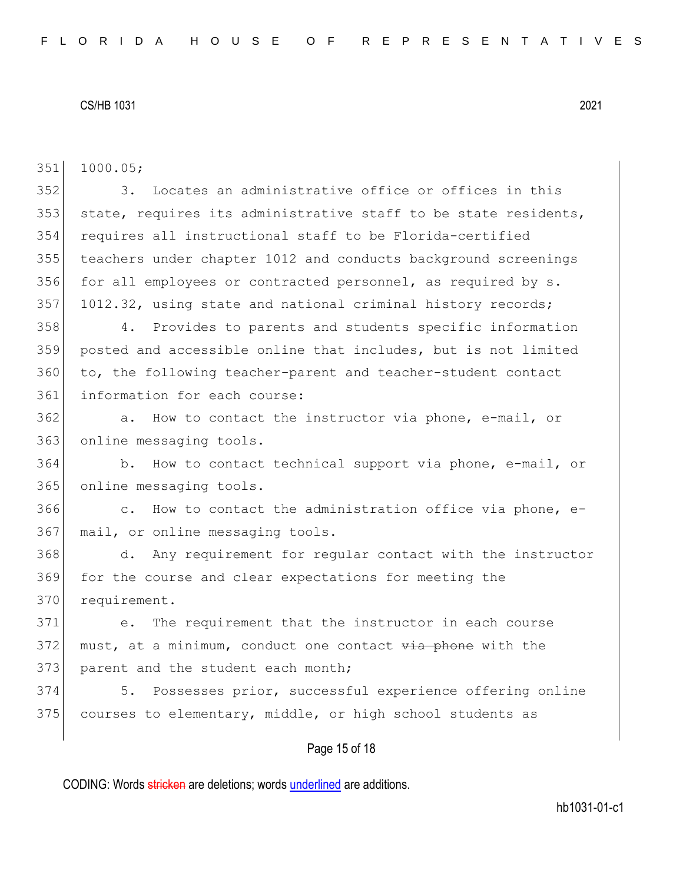1000.05;

3. Locates an administrative office or offices in this state, requires its administrative staff to be state residents, requires all instructional staff to be Florida-certified teachers under chapter 1012 and conducts background screenings for all employees or contracted personnel, as required by s. 1012.32, using state and national criminal history records;

4. Provides to parents and students specific information posted and accessible online that includes, but is not limited to, the following teacher-parent and teacher-student contact information for each course:

a. How to contact the instructor via phone, e-mail, or online messaging tools.

b. How to contact technical support via phone, e-mail, or online messaging tools.

c. How to contact the administration office via phone, e-mail, or online messaging tools.

d. Any requirement for regular contact with the instructor for the course and clear expectations for meeting the requirement.

e. The requirement that the instructor in each course must, at a minimum, conduct one contact ~~via phone~~ with the parent and the student each month;

5. Possesses prior, successful experience offering online courses to elementary, middle, or high school students as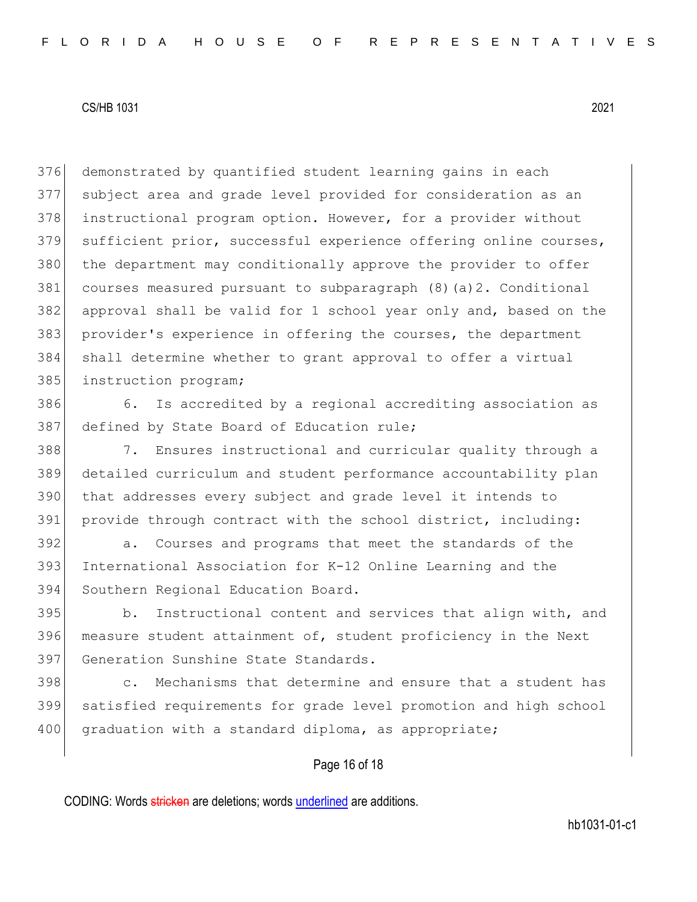demonstrated by quantified student learning gains in each subject area and grade level provided for consideration as an instructional program option. However, for a provider without sufficient prior, successful experience offering online courses, the department may conditionally approve the provider to offer courses measured pursuant to subparagraph (8)(a)2. Conditional approval shall be valid for 1 school year only and, based on the provider's experience in offering the courses, the department shall determine whether to grant approval to offer a virtual instruction program;

6. Is accredited by a regional accrediting association as defined by State Board of Education rule;

7. Ensures instructional and curricular quality through a detailed curriculum and student performance accountability plan that addresses every subject and grade level it intends to provide through contract with the school district, including:

a. Courses and programs that meet the standards of the International Association for K-12 Online Learning and the Southern Regional Education Board.

b. Instructional content and services that align with, and measure student attainment of, student proficiency in the Next Generation Sunshine State Standards.

c. Mechanisms that determine and ensure that a student has satisfied requirements for grade level promotion and high school graduation with a standard diploma, as appropriate;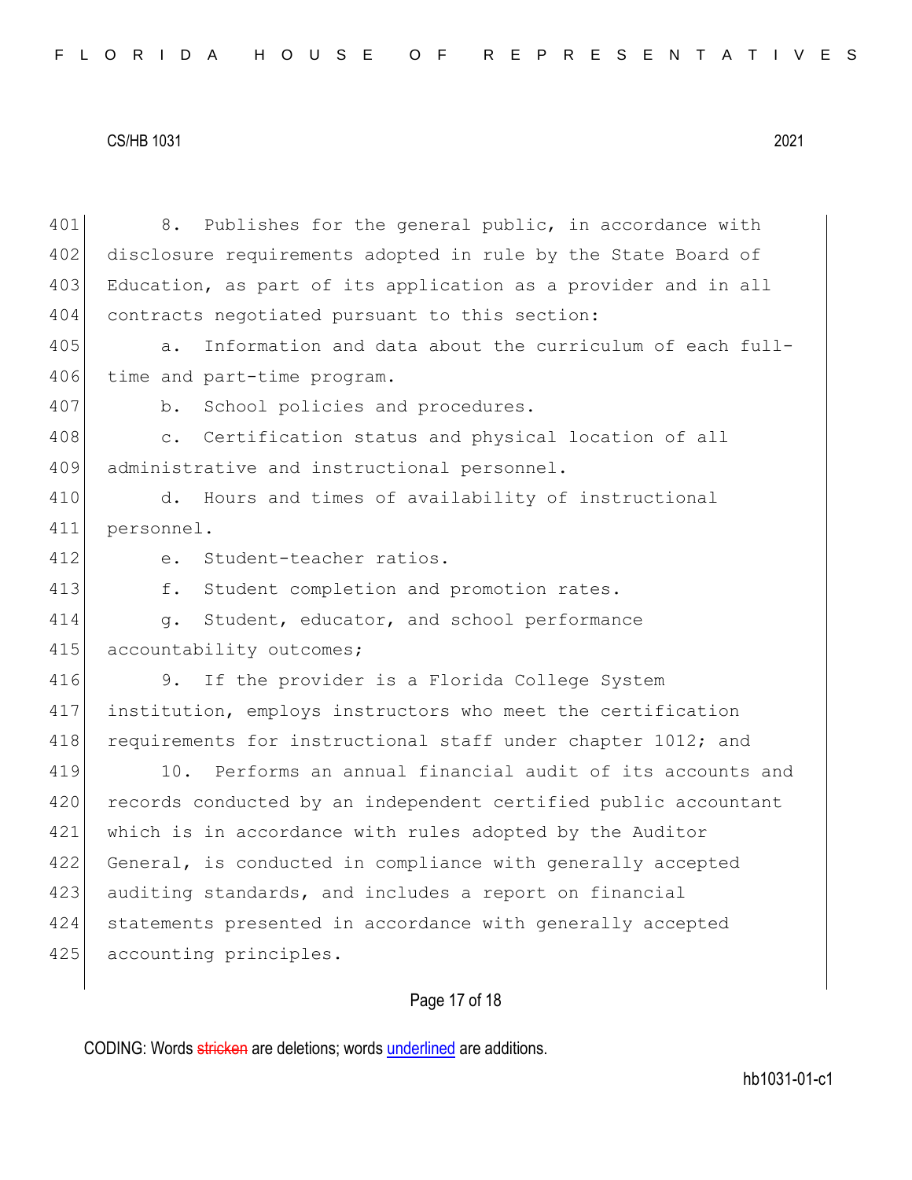8. Publishes for the general public, in accordance with disclosure requirements adopted in rule by the State Board of Education, as part of its application as a provider and in all contracts negotiated pursuant to this section:

a. Information and data about the curriculum of each full-time and part-time program.

b. School policies and procedures.

c. Certification status and physical location of all administrative and instructional personnel.

d. Hours and times of availability of instructional personnel.

e. Student-teacher ratios.

f. Student completion and promotion rates.

g. Student, educator, and school performance accountability outcomes;

9. If the provider is a Florida College System institution, employs instructors who meet the certification requirements for instructional staff under chapter 1012; and

10. Performs an annual financial audit of its accounts and records conducted by an independent certified public accountant which is in accordance with rules adopted by the Auditor General, is conducted in compliance with generally accepted auditing standards, and includes a report on financial statements presented in accordance with generally accepted accounting principles.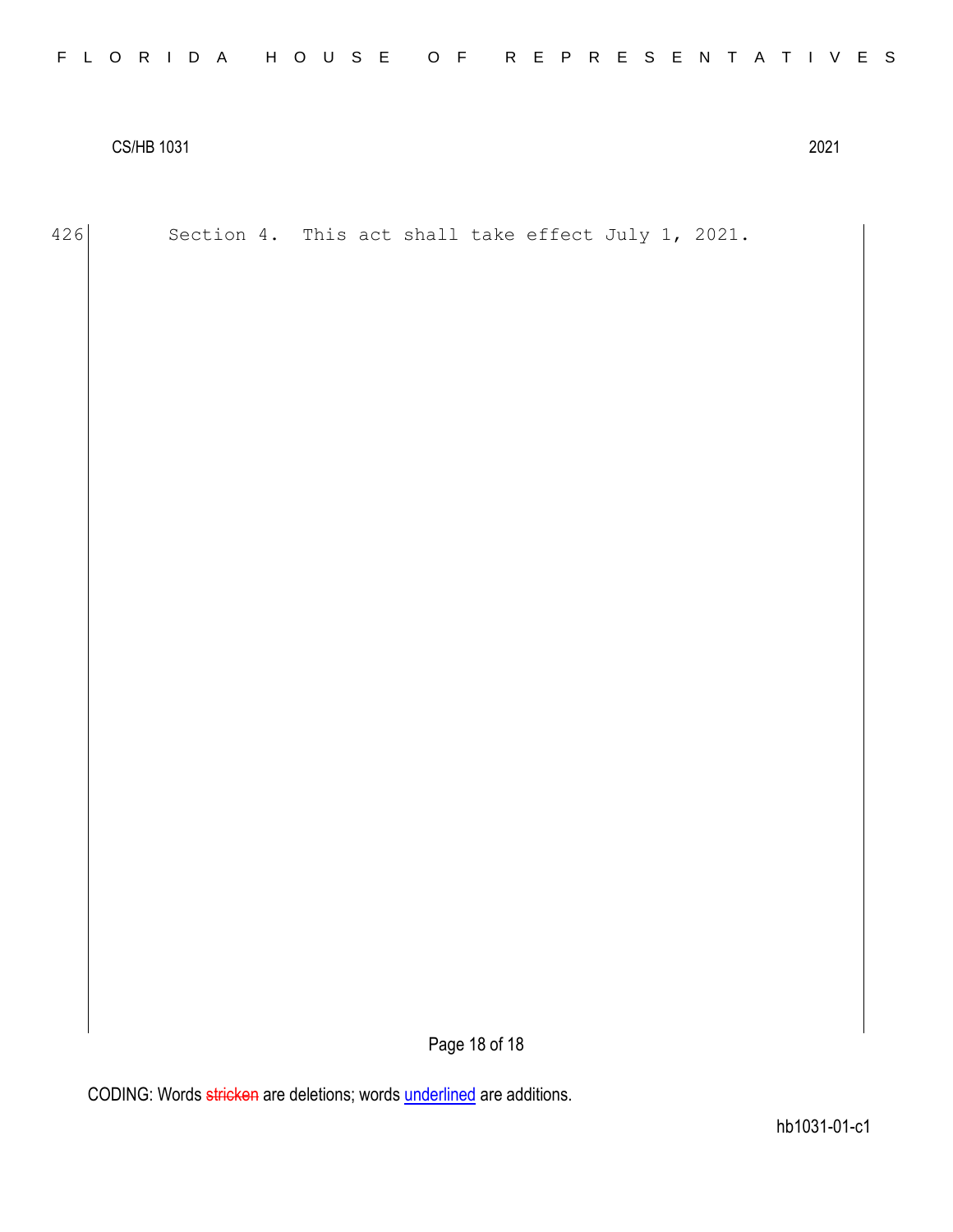426 Section 4. This act shall take effect July 1, 2021.

CODING: Words stricken are deletions; words underlined are additions.

hb1031-01-c1